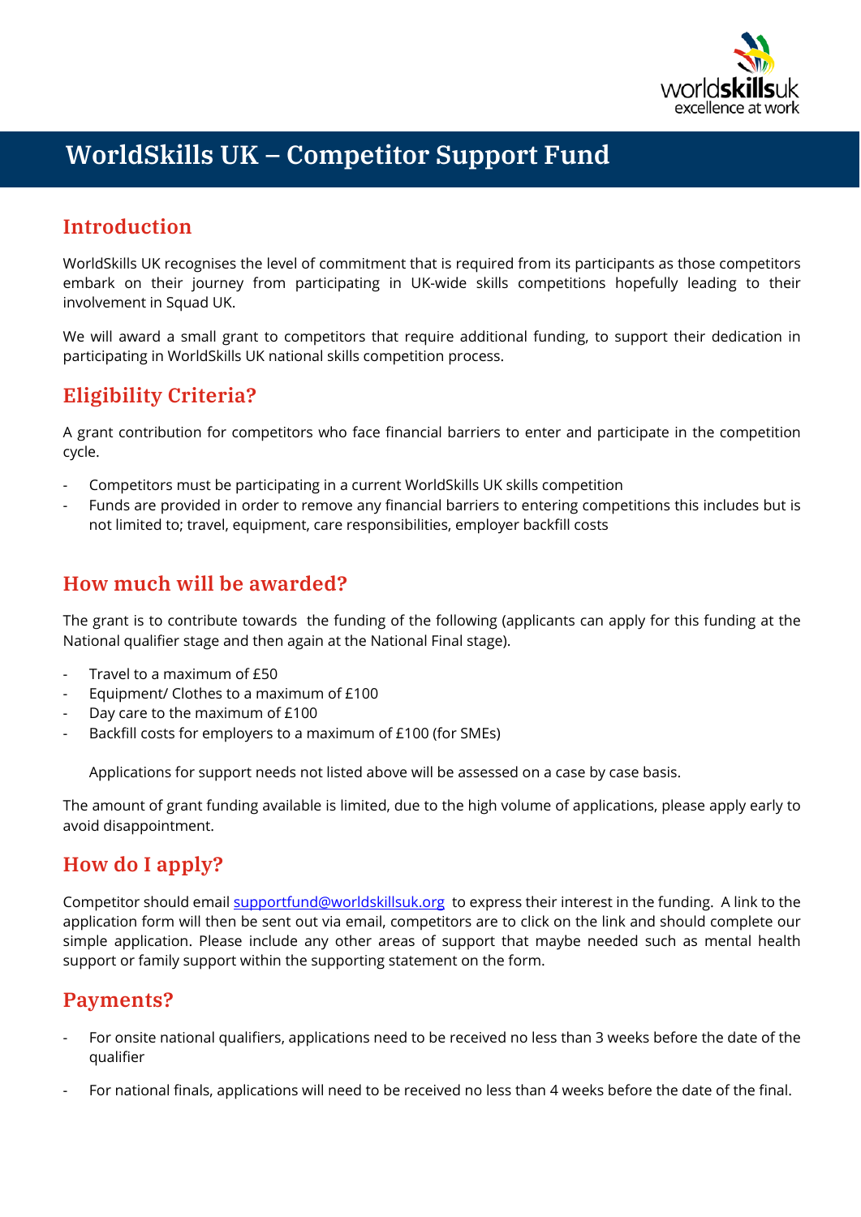# WorldSkills UK – Competitor Support Fund

## Introduction

WorldSkills UK recognises the level of commitment that is required from its participants as those competitors embark on their journey from participating in UK-wide skills competitions hopefully leading to their involvement in Squad UK.

We will award a small grant to competitors that require additional funding, to support their dedication in participating in WorldSkills UK national skills competition process.

## Eligibility Criteria?

A grant contribution for competitors who face financial barriers to enter and participate in the competition cycle.

- Competitors must be participating in a current WorldSkills UK skills competition
- Funds are provided in order to remove any financial barriers to entering competitions this includes but is not limited to; travel, equipment, care responsibilities, employer backfill costs

## How much will be awarded?

The grant is to contribute towards the funding of the following (applicants can apply for this funding at the National qualifier stage and then again at the National Final stage).

- Travel to a maximum of £50
- Equipment/ Clothes to a maximum of £100
- Day care to the maximum of £100
- Backfill costs for employers to a maximum of £100 (for SMEs)

Applications for support needs not listed above will be assessed on a case by case basis.

The amount of grant funding available is limited, due to the high volume of applications, please apply early to avoid disappointment.

## How do I apply?

Competitor should email supportfund@worldskillsuk.org to express their interest in the funding. A link to the application form will then be sent out via email, competitors are to click on the link and should complete our simple application. Please include any other areas of support that maybe needed such as mental health support or family support within the supporting statement on the form.

## Payments?

- For onsite national qualifiers, applications need to be received no less than 3 weeks before the date of the qualifier
- For national finals, applications will need to be received no less than 4 weeks before the date of the final.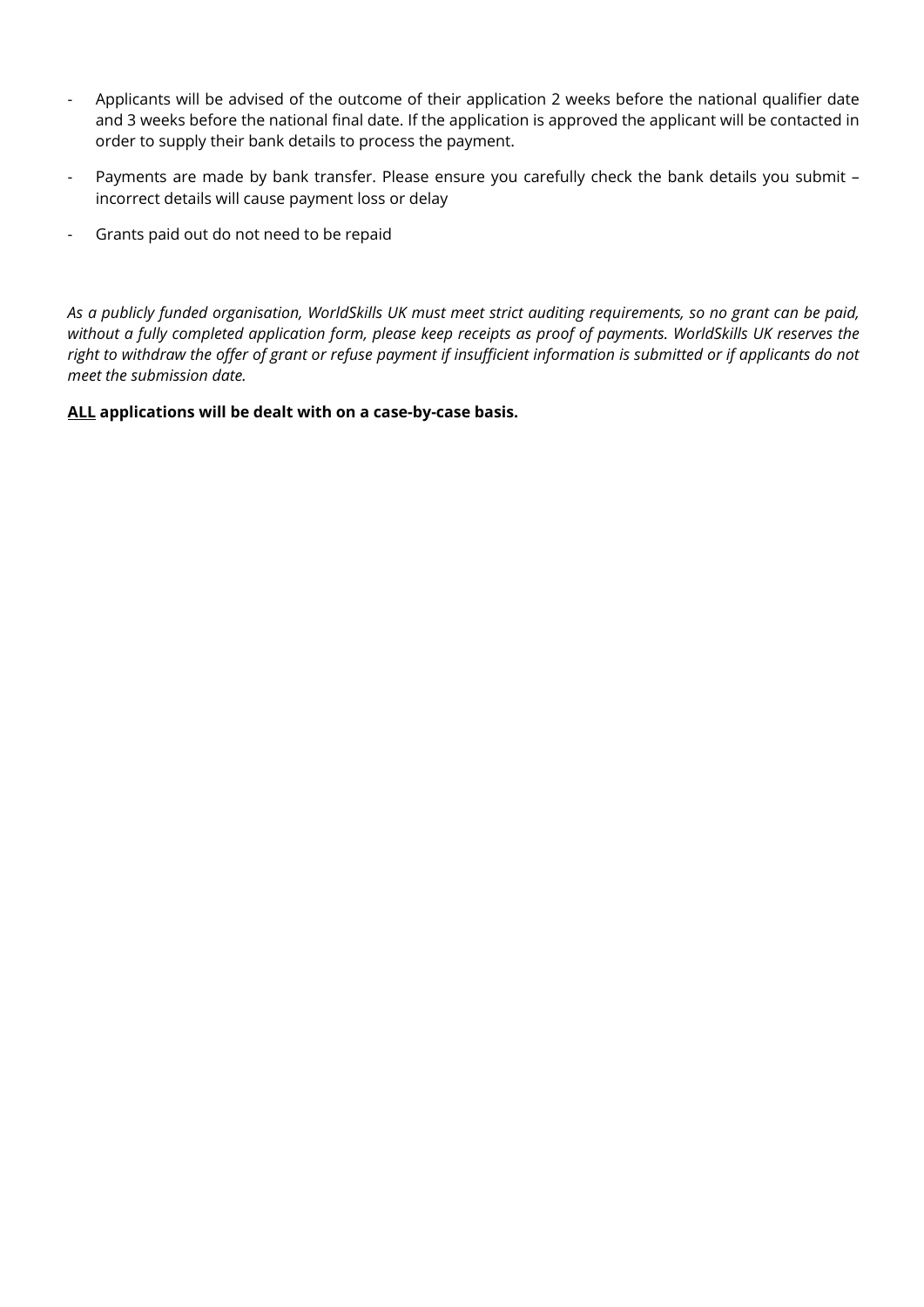- Applicants will be advised of the outcome of their application 2 weeks before the national qualifier date and 3 weeks before the national final date. If the application is approved the applicant will be contacted in order to supply their bank details to process the payment.
- Payments are made by bank transfer. Please ensure you carefully check the bank details you submit – incorrect details will cause payment loss or delay
- Grants paid out do not need to be repaid

*As a publicly funded organisation, WorldSkills UK must meet strict auditing requirements, so no grant can be paid, without a fully completed application form, please keep receipts as proof of payments. WorldSkills UK reserves the right to withdraw the offer of grant or refuse payment if insufficient information is submitted or if applicants do not meet the submission date.*

**<u>ALL</u> applications will be dealt with on a case-by-case basis.**